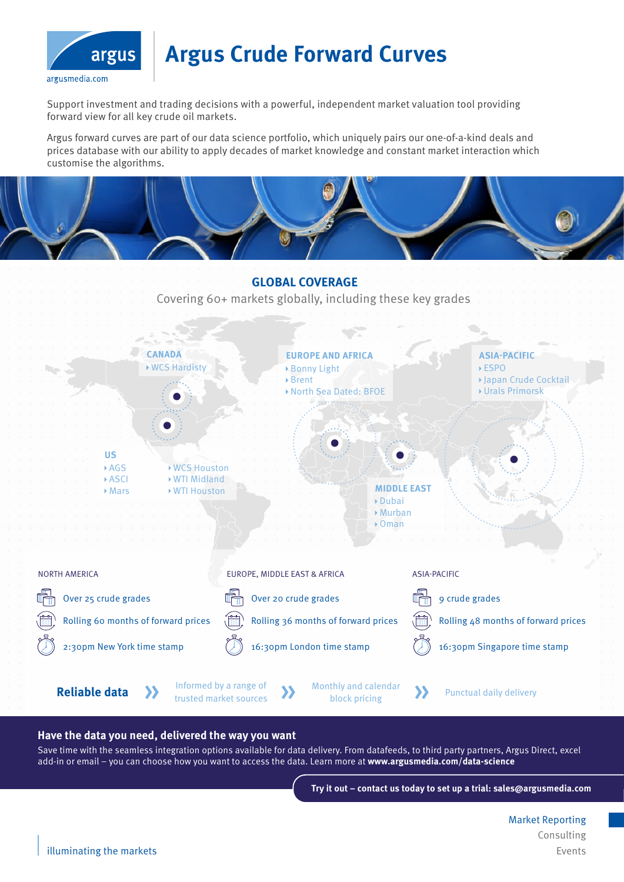argus

argusmedia.com

# Argus Crude Forward Curves

Support investment and trading decisions with a powerful, independent market valuation tool providing forward view for all key crude oil markets.

Argus forward curves are part of our data science portfolio, which uniquely pairs our one-of-a-kind deals and prices database with our ability to apply decades of market knowledge and constant market interaction which customise the algorithms.

## GLOBAL COVERAGE

Covering 60+ markets globally, including these key grades

**CANADA**
- WCS Hardisty

**US**
- AGS
- ASCI
- Mars
- WCS Houston
- WTI Midland
- WTI Houston

**EUROPE AND AFRICA**
- Bonny Light
- Brent
- North Sea Dated: BFOE

**MIDDLE EAST**
- Dubai
- Murban
- Oman

**ASIA-PACIFIC**
- ESPO
- Japan Crude Cocktail
- Urals Primorsk

**NORTH AMERICA**
- Over 25 crude grades
- Rolling 60 months of forward prices
- 2:30pm New York time stamp

**EUROPE, MIDDLE EAST & AFRICA**
- Over 20 crude grades
- Rolling 36 months of forward prices
- 16:30pm London time stamp

**ASIA-PACIFIC**
- 9 crude grades
- Rolling 48 months of forward prices
- 16:30pm Singapore time stamp

**Reliable data** » Informed by a range of trusted market sources » Monthly and calendar block pricing » Punctual daily delivery

### Have the data you need, delivered the way you want

Save time with the seamless integration options available for data delivery. From datafeeds, to third party partners, Argus Direct, excel add-in or email – you can choose how you want to access the data. Learn more at **www.argusmedia.com/data-science**

**Try it out – contact us today to set up a trial: sales@argusmedia.com**

illuminating the markets

Market Reporting
Consulting
Events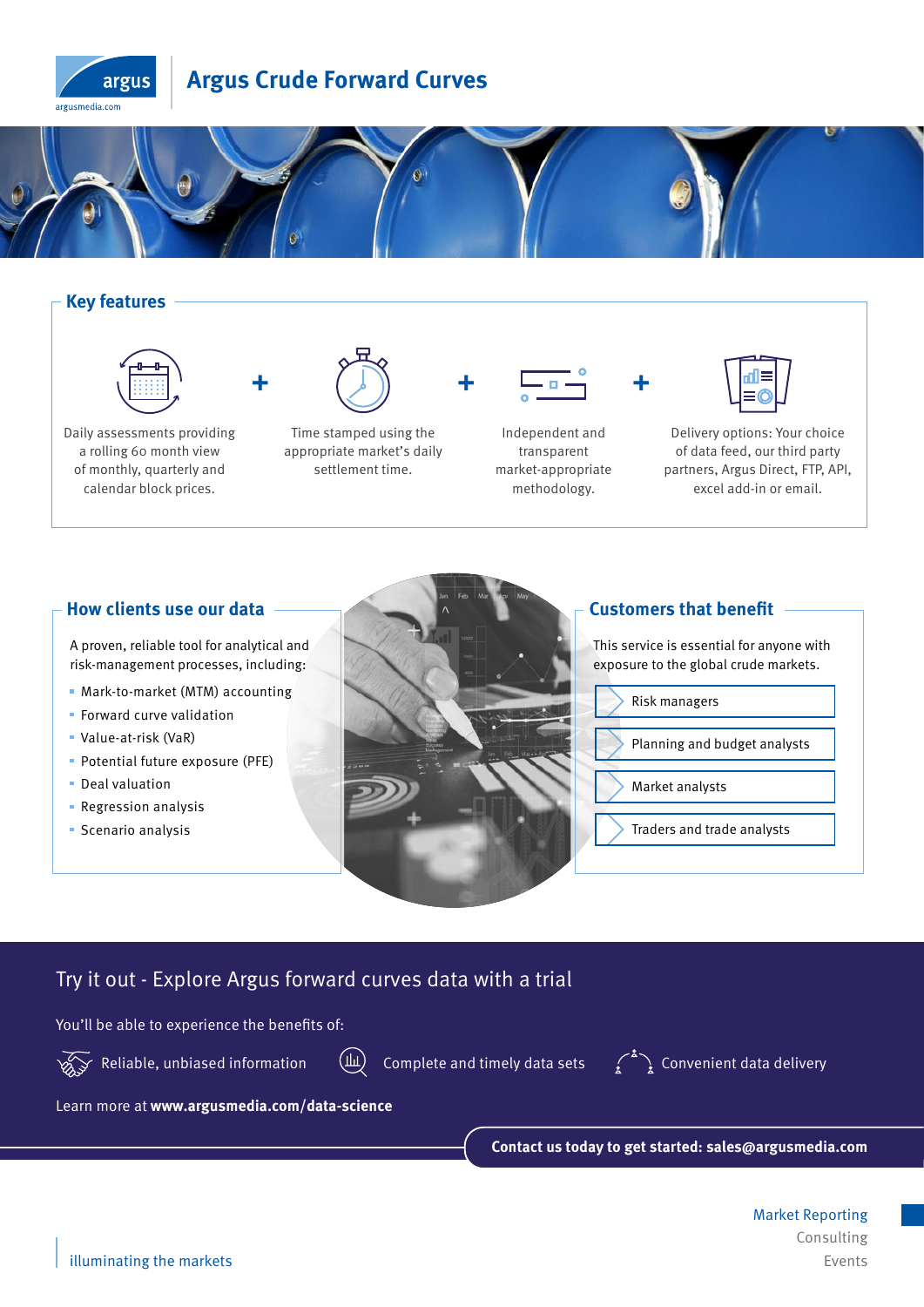argus

argusmedia.com

# Argus Crude Forward Curves

## Key features

Daily assessments providing a rolling 60 month view of monthly, quarterly and calendar block prices.

+

Time stamped using the appropriate market's daily settlement time.

+

Independent and transparent market-appropriate methodology.

+

Delivery options: Your choice of data feed, our third party partners, Argus Direct, FTP, API, excel add-in or email.

## How clients use our data

A proven, reliable tool for analytical and risk-management processes, including:

- Mark-to-market (MTM) accounting
- Forward curve validation
- Value-at-risk (VaR)
- Potential future exposure (PFE)
- Deal valuation
- Regression analysis
- Scenario analysis

## Customers that benefit

This service is essential for anyone with exposure to the global crude markets.

- Risk managers
- Planning and budget analysts
- Market analysts
- Traders and trade analysts

## Try it out - Explore Argus forward curves data with a trial

You'll be able to experience the benefits of:

- Reliable, unbiased information
- Complete and timely data sets
- Convenient data delivery

Learn more at **www.argusmedia.com/data-science**

**Contact us today to get started: sales@argusmedia.com**

illuminating the markets

Market Reporting
Consulting
Events